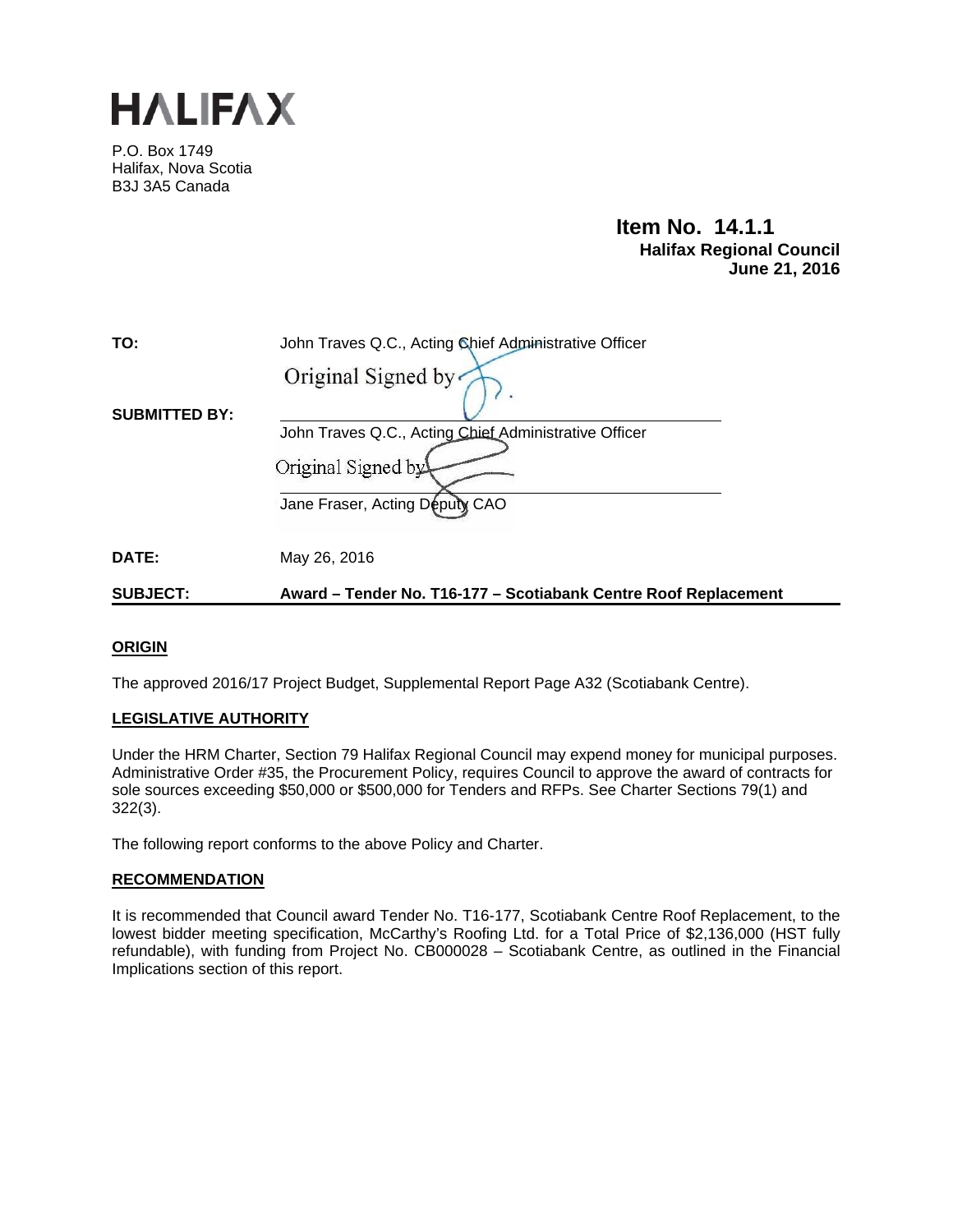# HALIFAX

P.O. Box 1749
Halifax, Nova Scotia
B3J 3A5 Canada

**Item No. 14.1.1**
**Halifax Regional Council**
**June 21, 2016**

**TO:** John Traves Q.C., Acting Chief Administrative Officer

Original Signed by

**SUBMITTED BY:** John Traves Q.C., Acting Chief Administrative Officer

Original Signed by

Jane Fraser, Acting Deputy CAO

**DATE:** May 26, 2016

**SUBJECT:** **Award – Tender No. T16-177 – Scotiabank Centre Roof Replacement**

## ORIGIN

The approved 2016/17 Project Budget, Supplemental Report Page A32 (Scotiabank Centre).

## LEGISLATIVE AUTHORITY

Under the HRM Charter, Section 79 Halifax Regional Council may expend money for municipal purposes. Administrative Order #35, the Procurement Policy, requires Council to approve the award of contracts for sole sources exceeding $50,000 or $500,000 for Tenders and RFPs. See Charter Sections 79(1) and 322(3).

The following report conforms to the above Policy and Charter.

## RECOMMENDATION

It is recommended that Council award Tender No. T16-177, Scotiabank Centre Roof Replacement, to the lowest bidder meeting specification, McCarthy's Roofing Ltd. for a Total Price of $2,136,000 (HST fully refundable), with funding from Project No. CB000028 – Scotiabank Centre, as outlined in the Financial Implications section of this report.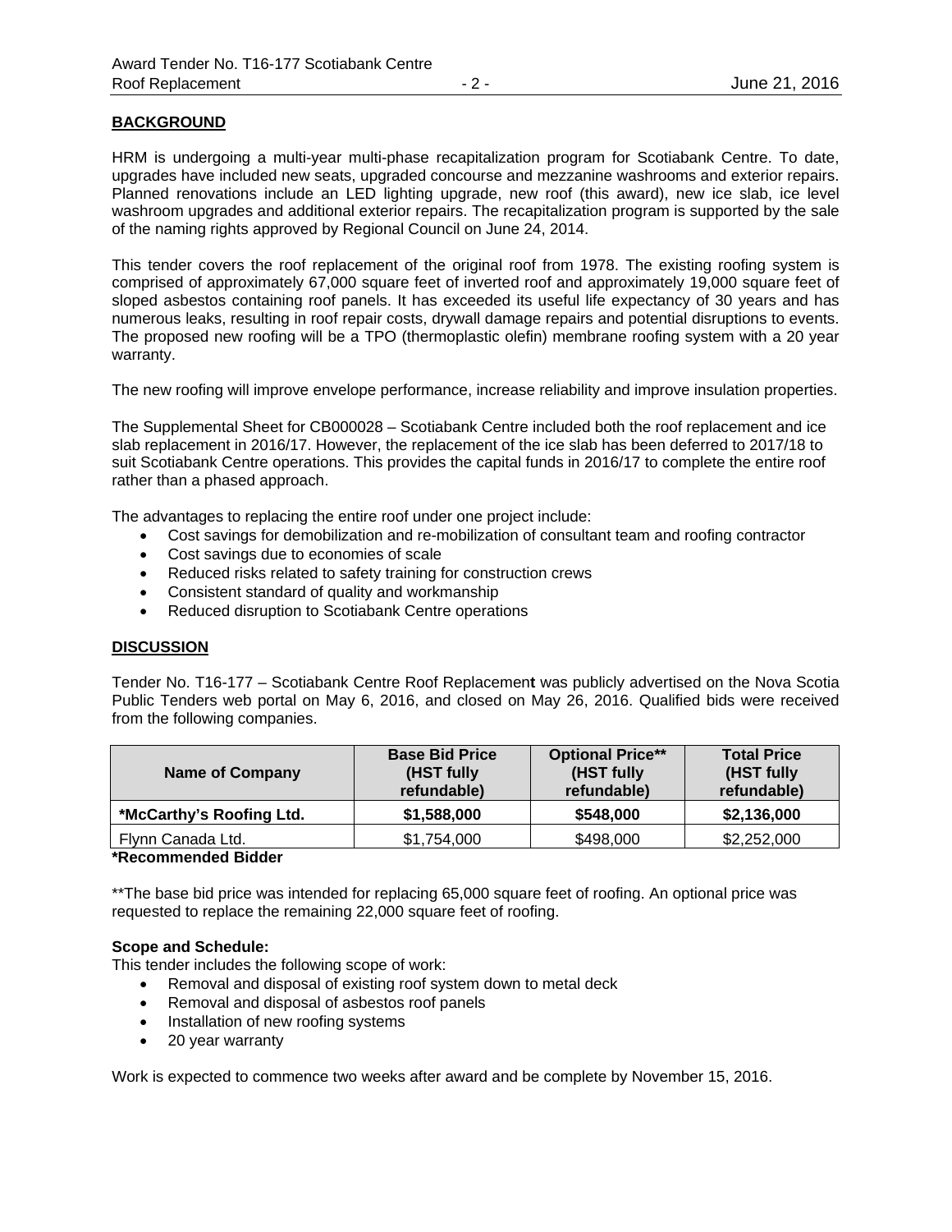## BACKGROUND

HRM is undergoing a multi-year multi-phase recapitalization program for Scotiabank Centre. To date, upgrades have included new seats, upgraded concourse and mezzanine washrooms and exterior repairs. Planned renovations include an LED lighting upgrade, new roof (this award), new ice slab, ice level washroom upgrades and additional exterior repairs. The recapitalization program is supported by the sale of the naming rights approved by Regional Council on June 24, 2014.

This tender covers the roof replacement of the original roof from 1978. The existing roofing system is comprised of approximately 67,000 square feet of inverted roof and approximately 19,000 square feet of sloped asbestos containing roof panels. It has exceeded its useful life expectancy of 30 years and has numerous leaks, resulting in roof repair costs, drywall damage repairs and potential disruptions to events. The proposed new roofing will be a TPO (thermoplastic olefin) membrane roofing system with a 20 year warranty.

The new roofing will improve envelope performance, increase reliability and improve insulation properties.

The Supplemental Sheet for CB000028 – Scotiabank Centre included both the roof replacement and ice slab replacement in 2016/17. However, the replacement of the ice slab has been deferred to 2017/18 to suit Scotiabank Centre operations. This provides the capital funds in 2016/17 to complete the entire roof rather than a phased approach.

The advantages to replacing the entire roof under one project include:

- Cost savings for demobilization and re-mobilization of consultant team and roofing contractor
- Cost savings due to economies of scale
- Reduced risks related to safety training for construction crews
- Consistent standard of quality and workmanship
- Reduced disruption to Scotiabank Centre operations

## DISCUSSION

Tender No. T16-177 – Scotiabank Centre Roof Replacement was publicly advertised on the Nova Scotia Public Tenders web portal on May 6, 2016, and closed on May 26, 2016. Qualified bids were received from the following companies.

| Name of Company | Base Bid Price (HST fully refundable) | Optional Price** (HST fully refundable) | Total Price (HST fully refundable) |
|---|---|---|---|
| **\*McCarthy's Roofing Ltd.** | **$1,588,000** | **$548,000** | **$2,136,000** |
| Flynn Canada Ltd. | $1,754,000 | $498,000 | $2,252,000 |

**\*Recommended Bidder**

**The base bid price was intended for replacing 65,000 square feet of roofing. An optional price was requested to replace the remaining 22,000 square feet of roofing.

**Scope and Schedule:**
This tender includes the following scope of work:

- Removal and disposal of existing roof system down to metal deck
- Removal and disposal of asbestos roof panels
- Installation of new roofing systems
- 20 year warranty

Work is expected to commence two weeks after award and be complete by November 15, 2016.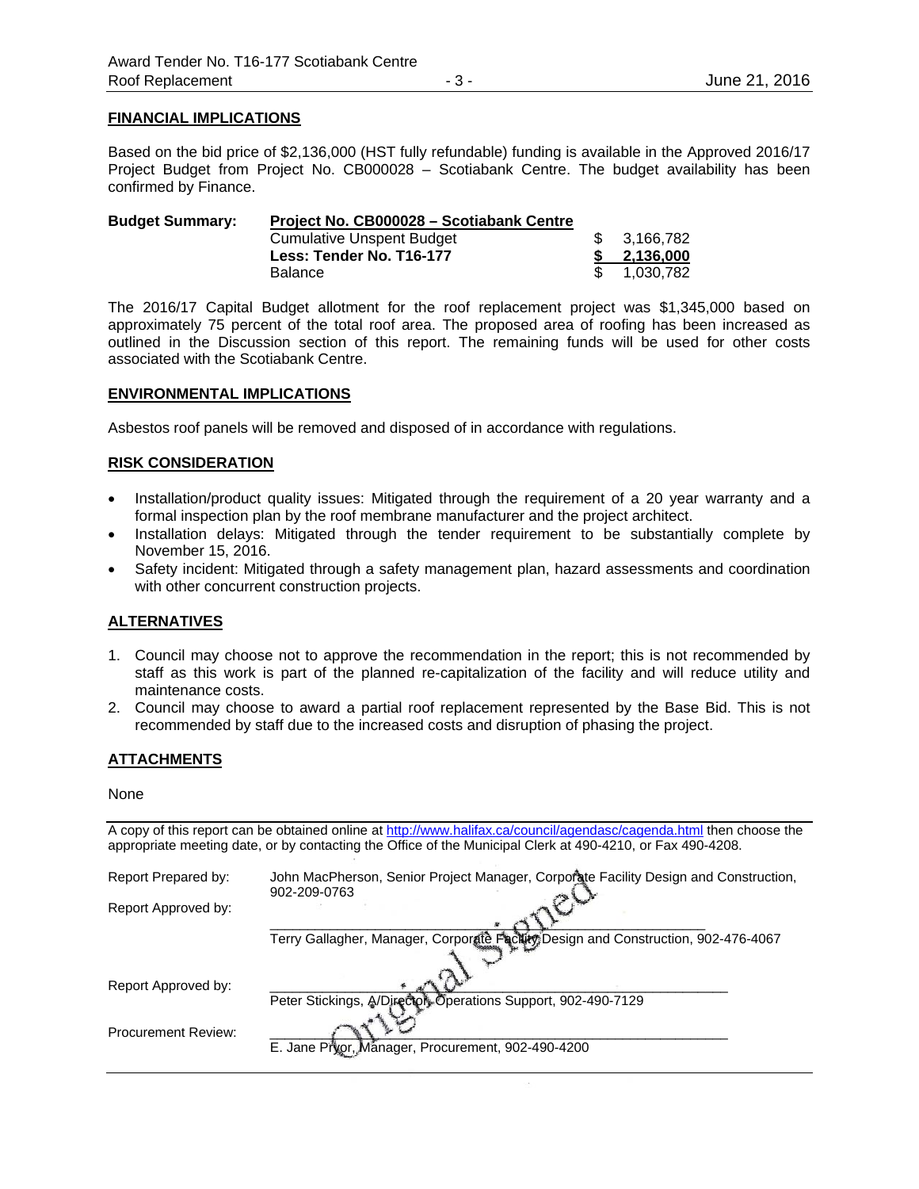## FINANCIAL IMPLICATIONS

Based on the bid price of $2,136,000 (HST fully refundable) funding is available in the Approved 2016/17 Project Budget from Project No. CB000028 – Scotiabank Centre. The budget availability has been confirmed by Finance.

| **Budget Summary:** | **Project No. CB000028 – Scotiabank Centre** | |
|---|---|---|
| | Cumulative Unspent Budget | $ 3,166,782 |
| | **Less: Tender No. T16-177** | **$ 2,136,000** |
| | Balance | $ 1,030,782 |

The 2016/17 Capital Budget allotment for the roof replacement project was $1,345,000 based on approximately 75 percent of the total roof area. The proposed area of roofing has been increased as outlined in the Discussion section of this report. The remaining funds will be used for other costs associated with the Scotiabank Centre.

## ENVIRONMENTAL IMPLICATIONS

Asbestos roof panels will be removed and disposed of in accordance with regulations.

## RISK CONSIDERATION

- Installation/product quality issues: Mitigated through the requirement of a 20 year warranty and a formal inspection plan by the roof membrane manufacturer and the project architect.
- Installation delays: Mitigated through the tender requirement to be substantially complete by November 15, 2016.
- Safety incident: Mitigated through a safety management plan, hazard assessments and coordination with other concurrent construction projects.

## ALTERNATIVES

1. Council may choose not to approve the recommendation in the report; this is not recommended by staff as this work is part of the planned re-capitalization of the facility and will reduce utility and maintenance costs.
2. Council may choose to award a partial roof replacement represented by the Base Bid. This is not recommended by staff due to the increased costs and disruption of phasing the project.

## ATTACHMENTS

None

A copy of this report can be obtained online at http://www.halifax.ca/council/agendasc/cagenda.html then choose the appropriate meeting date, or by contacting the Office of the Municipal Clerk at 490-4210, or Fax 490-4208.

Report Prepared by: John MacPherson, Senior Project Manager, Corporate Facility Design and Construction, 902-209-0763

Report Approved by: Terry Gallagher, Manager, Corporate Facility Design and Construction, 902-476-4067

Report Approved by: Peter Stickings, A/Director, Operations Support, 902-490-7129

Procurement Review: E. Jane Pryor, Manager, Procurement, 902-490-4200

Original Signed